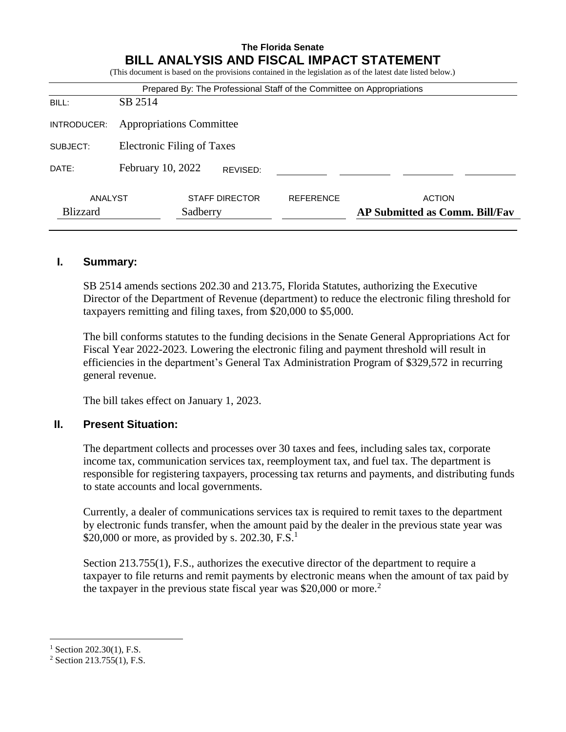**The Florida Senate**

# BILL ANALYSIS AND FISCAL IMPACT STATEMENT

(This document is based on the provisions contained in the legislation as of the latest date listed below.)

Prepared By: The Professional Staff of the Committee on Appropriations

| | |
|---|---|
| BILL: | SB 2514 |
| INTRODUCER: | Appropriations Committee |
| SUBJECT: | Electronic Filing of Taxes |
| DATE: | February 10, 2022 REVISED: |

| ANALYST | STAFF DIRECTOR | REFERENCE | ACTION |
|---|---|---|---|
| Blizzard | Sadberry | | **AP Submitted as Comm. Bill/Fav** |

## I. Summary:

SB 2514 amends sections 202.30 and 213.75, Florida Statutes, authorizing the Executive Director of the Department of Revenue (department) to reduce the electronic filing threshold for taxpayers remitting and filing taxes, from $20,000 to $5,000.

The bill conforms statutes to the funding decisions in the Senate General Appropriations Act for Fiscal Year 2022-2023. Lowering the electronic filing and payment threshold will result in efficiencies in the department's General Tax Administration Program of $329,572 in recurring general revenue.

The bill takes effect on January 1, 2023.

## II. Present Situation:

The department collects and processes over 30 taxes and fees, including sales tax, corporate income tax, communication services tax, reemployment tax, and fuel tax. The department is responsible for registering taxpayers, processing tax returns and payments, and distributing funds to state accounts and local governments.

Currently, a dealer of communications services tax is required to remit taxes to the department by electronic funds transfer, when the amount paid by the dealer in the previous state year was $20,000 or more, as provided by s. 202.30, F.S.[1]

Section 213.755(1), F.S., authorizes the executive director of the department to require a taxpayer to file returns and remit payments by electronic means when the amount of tax paid by the taxpayer in the previous state fiscal year was $20,000 or more.[2]

---

[1] Section 202.30(1), F.S.

[2] Section 213.755(1), F.S.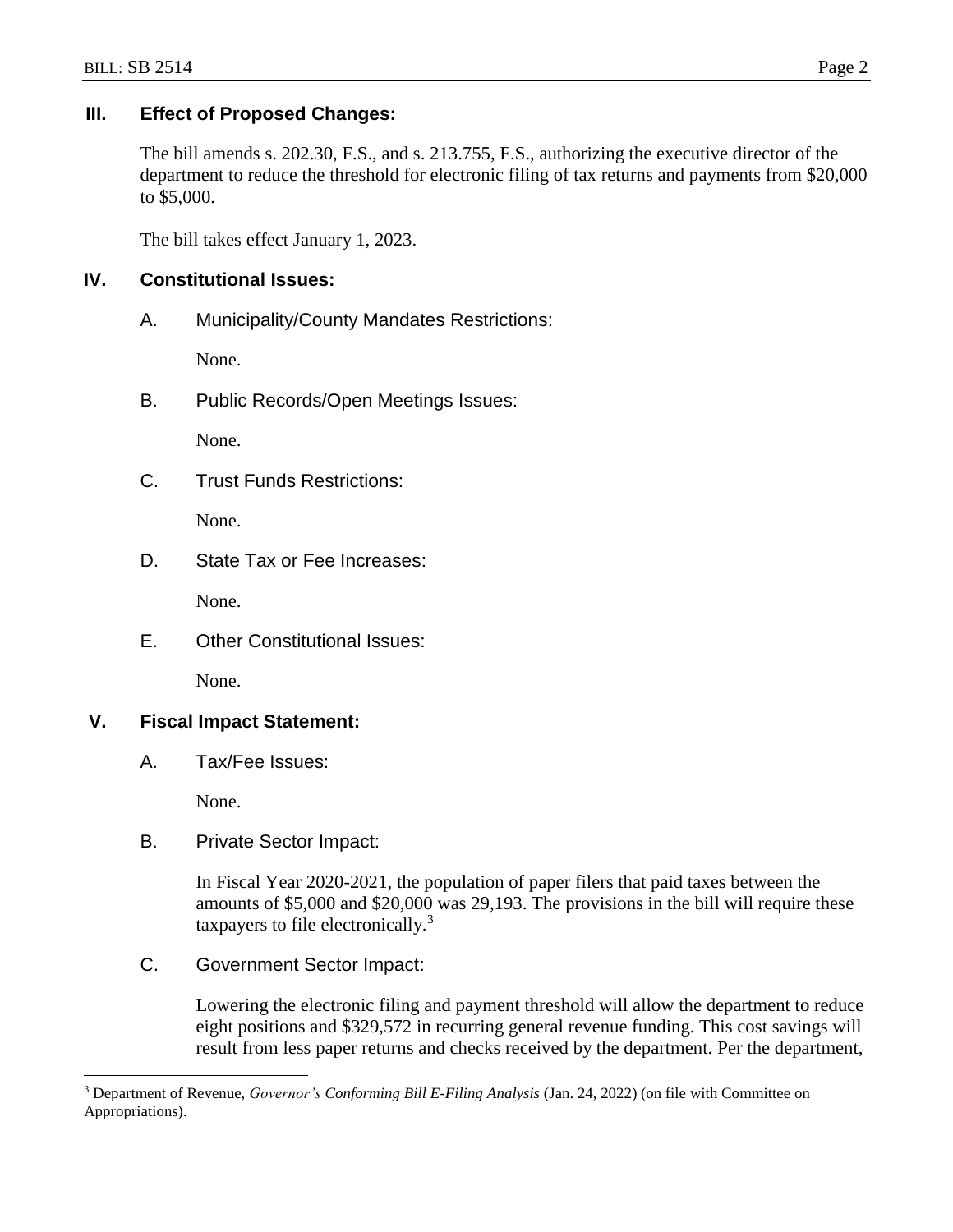## III. Effect of Proposed Changes:

The bill amends s. 202.30, F.S., and s. 213.755, F.S., authorizing the executive director of the department to reduce the threshold for electronic filing of tax returns and payments from $20,000 to $5,000.

The bill takes effect January 1, 2023.

## IV. Constitutional Issues:

### A. Municipality/County Mandates Restrictions:

None.

### B. Public Records/Open Meetings Issues:

None.

### C. Trust Funds Restrictions:

None.

### D. State Tax or Fee Increases:

None.

### E. Other Constitutional Issues:

None.

## V. Fiscal Impact Statement:

### A. Tax/Fee Issues:

None.

### B. Private Sector Impact:

In Fiscal Year 2020-2021, the population of paper filers that paid taxes between the amounts of $5,000 and $20,000 was 29,193. The provisions in the bill will require these taxpayers to file electronically.[3]

### C. Government Sector Impact:

Lowering the electronic filing and payment threshold will allow the department to reduce eight positions and $329,572 in recurring general revenue funding. This cost savings will result from less paper returns and checks received by the department. Per the department,

[3] Department of Revenue, *Governor's Conforming Bill E-Filing Analysis* (Jan. 24, 2022) (on file with Committee on Appropriations).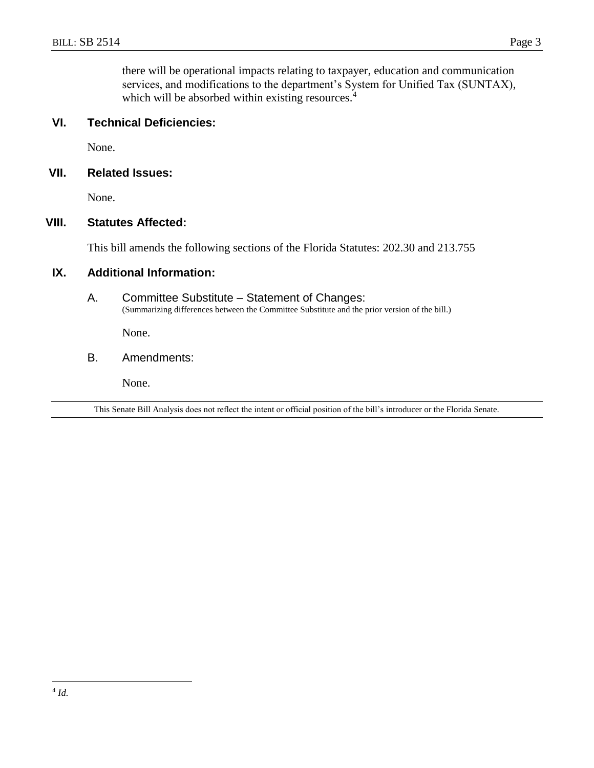there will be operational impacts relating to taxpayer, education and communication services, and modifications to the department's System for Unified Tax (SUNTAX), which will be absorbed within existing resources.[4]

## VI. Technical Deficiencies:

None.

## VII. Related Issues:

None.

## VIII. Statutes Affected:

This bill amends the following sections of the Florida Statutes: 202.30 and 213.755

## IX. Additional Information:

### A. Committee Substitute – Statement of Changes:

(Summarizing differences between the Committee Substitute and the prior version of the bill.)

None.

### B. Amendments:

None.

---

This Senate Bill Analysis does not reflect the intent or official position of the bill's introducer or the Florida Senate.

---

[4] *Id.*